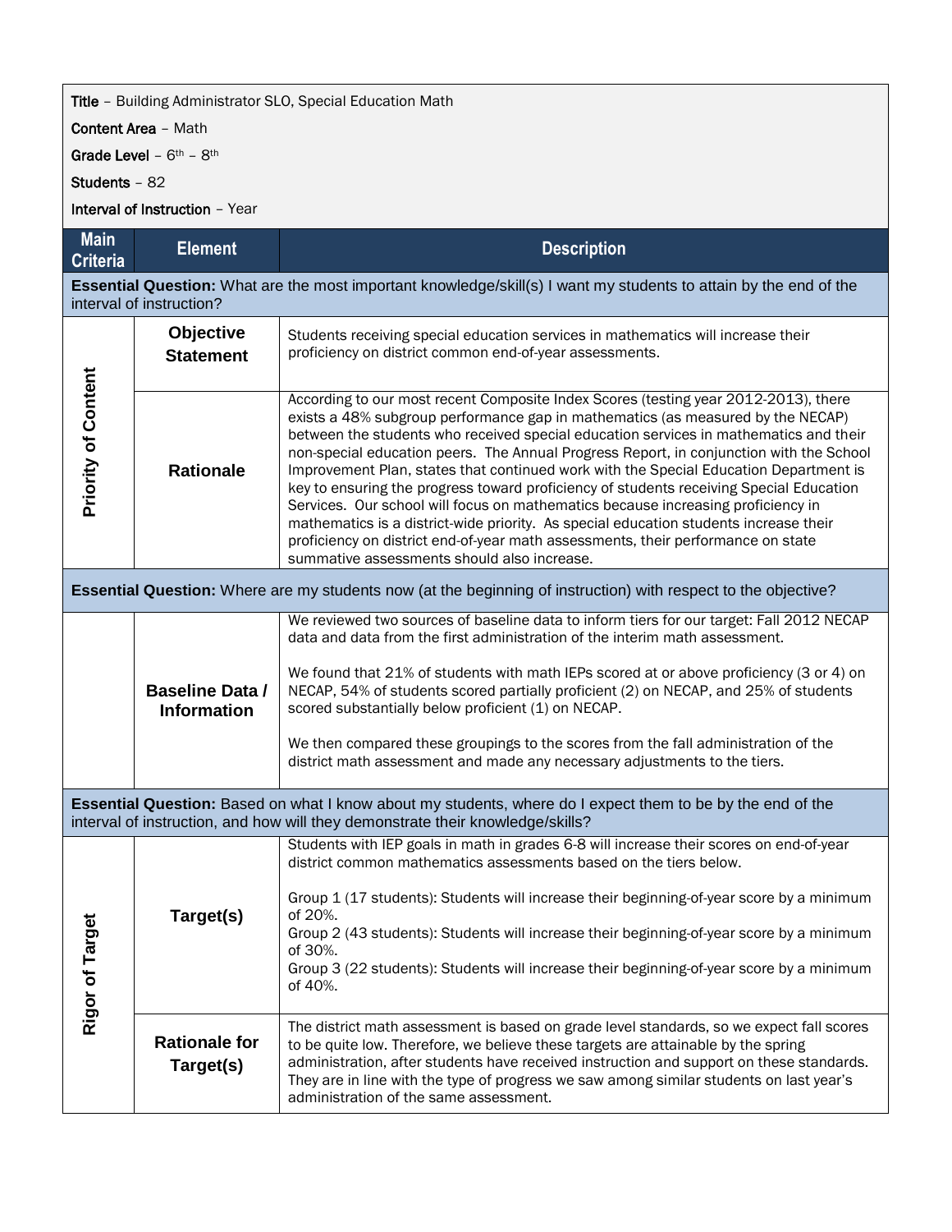**Title** – Building Administrator SLO, Special Education Math

**Content Area** – Math

**Grade Level** – 6th – 8th

**Students** – 82

**Interval of Instruction** – Year

| Main Criteria | Element | Description |
| --- | --- | --- |
| **Essential Question:** What are the most important knowledge/skill(s) I want my students to attain by the end of the interval of instruction? | | |
| Priority of Content | **Objective Statement** | Students receiving special education services in mathematics will increase their proficiency on district common end-of-year assessments. |
| | **Rationale** | According to our most recent Composite Index Scores (testing year 2012-2013), there exists a 48% subgroup performance gap in mathematics (as measured by the NECAP) between the students who received special education services in mathematics and their non-special education peers. The Annual Progress Report, in conjunction with the School Improvement Plan, states that continued work with the Special Education Department is key to ensuring the progress toward proficiency of students receiving Special Education Services. Our school will focus on mathematics because increasing proficiency in mathematics is a district-wide priority. As special education students increase their proficiency on district end-of-year math assessments, their performance on state summative assessments should also increase. |
| **Essential Question:** Where are my students now (at the beginning of instruction) with respect to the objective? | | |
| | **Baseline Data / Information** | We reviewed two sources of baseline data to inform tiers for our target: Fall 2012 NECAP data and data from the first administration of the interim math assessment.<br><br>We found that 21% of students with math IEPs scored at or above proficiency (3 or 4) on NECAP, 54% of students scored partially proficient (2) on NECAP, and 25% of students scored substantially below proficient (1) on NECAP.<br><br>We then compared these groupings to the scores from the fall administration of the district math assessment and made any necessary adjustments to the tiers. |
| **Essential Question:** Based on what I know about my students, where do I expect them to be by the end of the interval of instruction, and how will they demonstrate their knowledge/skills? | | |
| Rigor of Target | **Target(s)** | Students with IEP goals in math in grades 6-8 will increase their scores on end-of-year district common mathematics assessments based on the tiers below.<br><br>Group 1 (17 students): Students will increase their beginning-of-year score by a minimum of 20%.<br>Group 2 (43 students): Students will increase their beginning-of-year score by a minimum of 30%.<br>Group 3 (22 students): Students will increase their beginning-of-year score by a minimum of 40%. |
| | **Rationale for Target(s)** | The district math assessment is based on grade level standards, so we expect fall scores to be quite low. Therefore, we believe these targets are attainable by the spring administration, after students have received instruction and support on these standards. They are in line with the type of progress we saw among similar students on last year's administration of the same assessment. |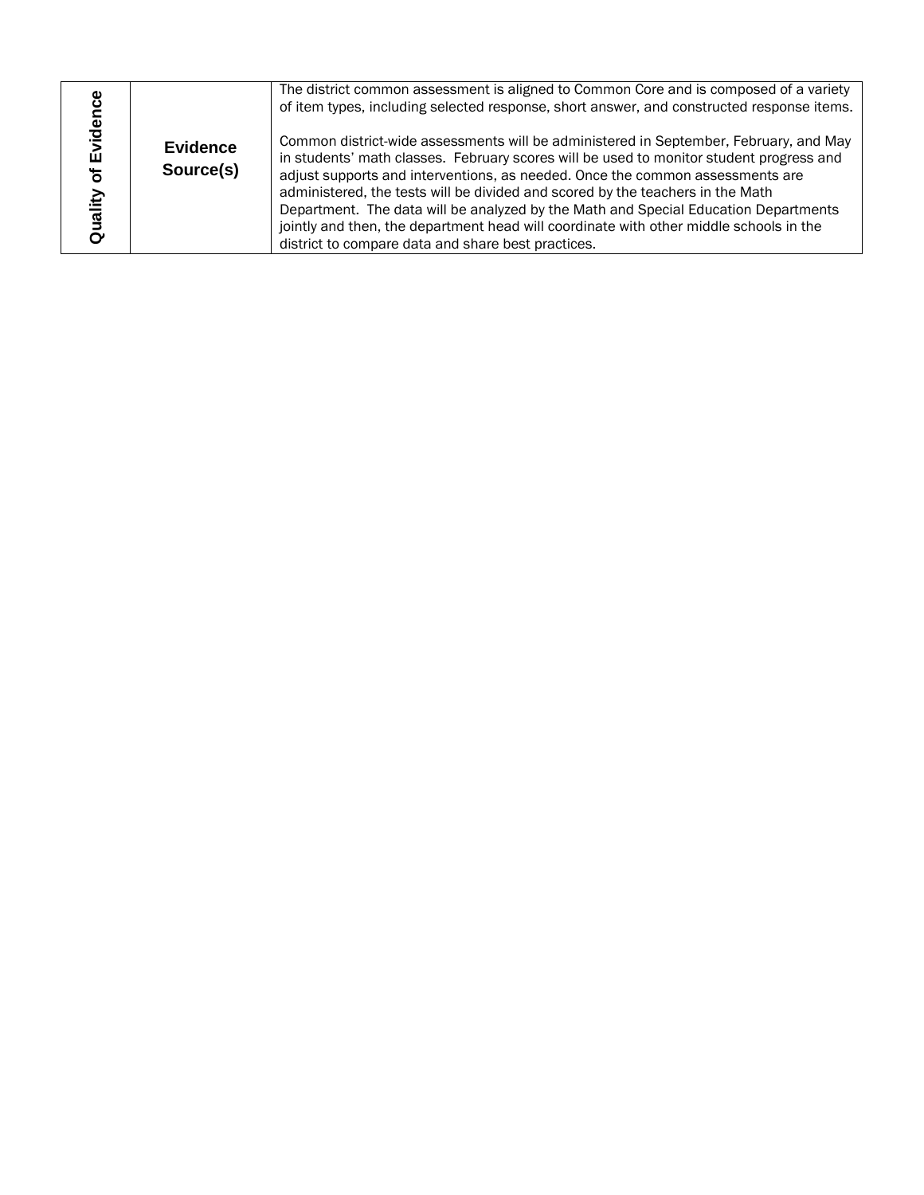| | | |
|---|---|---|
| **Quality of Evidence** | **Evidence Source(s)** | The district common assessment is aligned to Common Core and is composed of a variety of item types, including selected response, short answer, and constructed response items.<br><br>Common district-wide assessments will be administered in September, February, and May in students' math classes. February scores will be used to monitor student progress and adjust supports and interventions, as needed. Once the common assessments are administered, the tests will be divided and scored by the teachers in the Math Department. The data will be analyzed by the Math and Special Education Departments jointly and then, the department head will coordinate with other middle schools in the district to compare data and share best practices. |